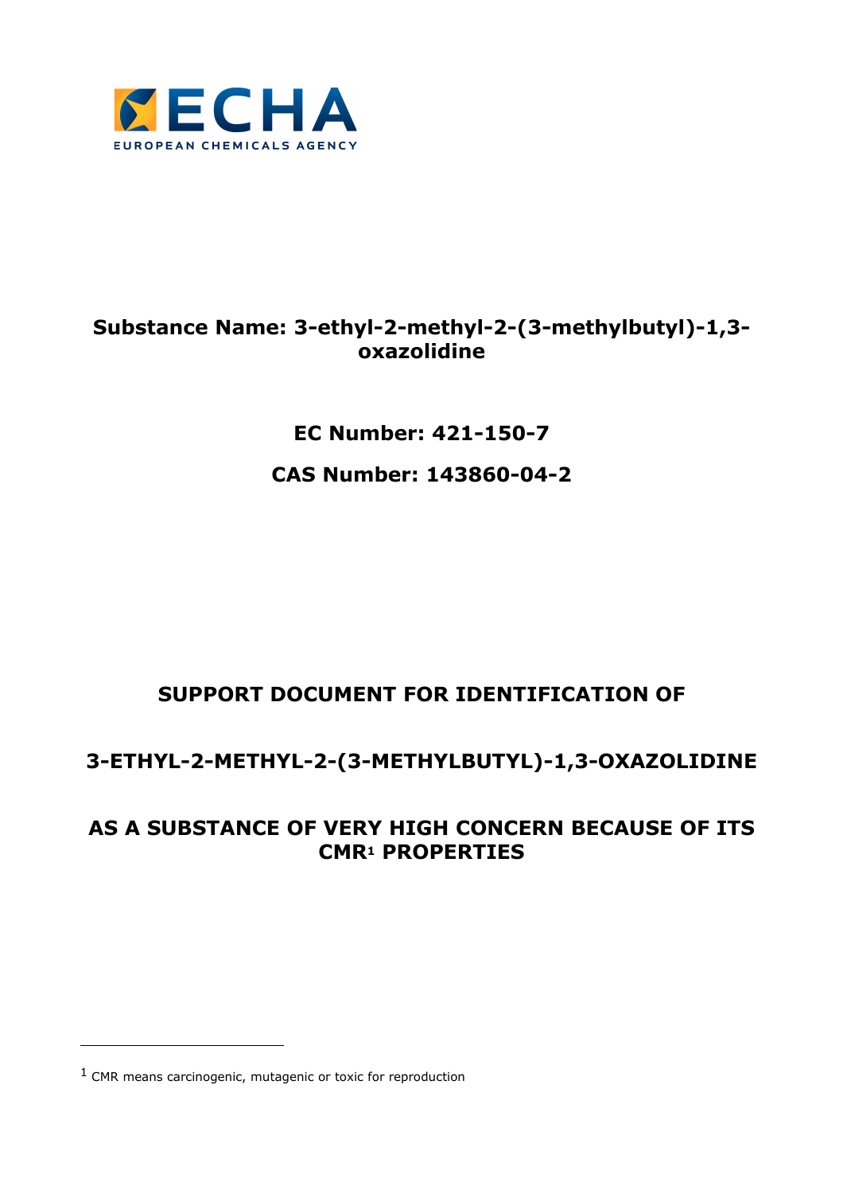ECHA

EUROPEAN CHEMICALS AGENCY

**Substance Name: 3-ethyl-2-methyl-2-(3-methylbutyl)-1,3-oxazolidine**

**EC Number: 421-150-7**

**CAS Number: 143860-04-2**

# SUPPORT DOCUMENT FOR IDENTIFICATION OF

# 3-ETHYL-2-METHYL-2-(3-METHYLBUTYL)-1,3-OXAZOLIDINE

# AS A SUBSTANCE OF VERY HIGH CONCERN BECAUSE OF ITS CMR[1] PROPERTIES

---

[1] CMR means carcinogenic, mutagenic or toxic for reproduction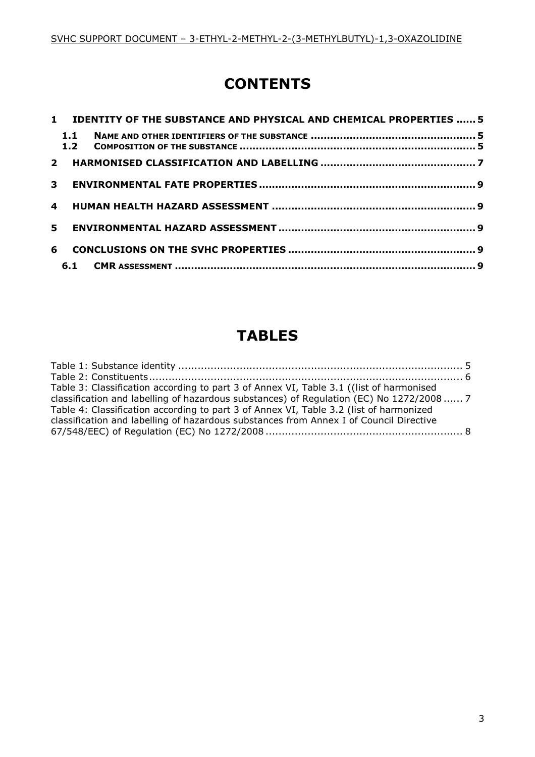# CONTENTS

1 IDENTITY OF THE SUBSTANCE AND PHYSICAL AND CHEMICAL PROPERTIES ...... 5

1.1 NAME AND OTHER IDENTIFIERS OF THE SUBSTANCE .................................................. 5

1.2 COMPOSITION OF THE SUBSTANCE ........................................................................ 5

2 HARMONISED CLASSIFICATION AND LABELLING ............................................... 7

3 ENVIRONMENTAL FATE PROPERTIES ................................................................. 9

4 HUMAN HEALTH HAZARD ASSESSMENT ............................................................. 9

5 ENVIRONMENTAL HAZARD ASSESSMENT ........................................................... 9

6 CONCLUSIONS ON THE SVHC PROPERTIES ......................................................... 9

6.1 CMR ASSESSMENT ............................................................................................ 9

# TABLES

Table 1: Substance identity ......................................................................................... 5

Table 2: Constituents ................................................................................................... 6

Table 3: Classification according to part 3 of Annex VI, Table 3.1 ((list of harmonised classification and labelling of hazardous substances) of Regulation (EC) No 1272/2008 ...... 7

Table 4: Classification according to part 3 of Annex VI, Table 3.2 (list of harmonized classification and labelling of hazardous substances from Annex I of Council Directive 67/548/EEC) of Regulation (EC) No 1272/2008 ............................................................. 8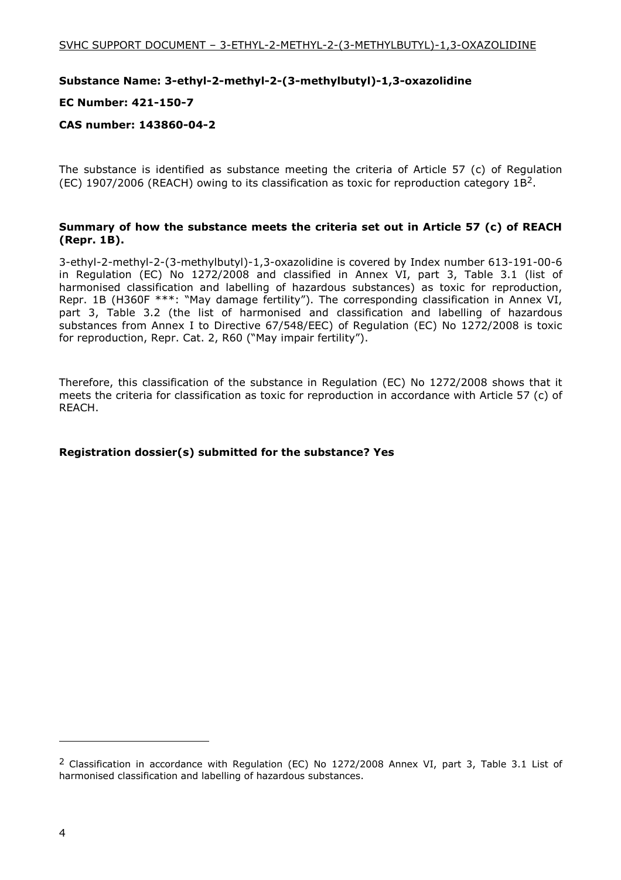**Substance Name: 3-ethyl-2-methyl-2-(3-methylbutyl)-1,3-oxazolidine**

**EC Number: 421-150-7**

**CAS number: 143860-04-2**

The substance is identified as substance meeting the criteria of Article 57 (c) of Regulation (EC) 1907/2006 (REACH) owing to its classification as toxic for reproduction category 1B[2].

**Summary of how the substance meets the criteria set out in Article 57 (c) of REACH (Repr. 1B).**

3-ethyl-2-methyl-2-(3-methylbutyl)-1,3-oxazolidine is covered by Index number 613-191-00-6 in Regulation (EC) No 1272/2008 and classified in Annex VI, part 3, Table 3.1 (list of harmonised classification and labelling of hazardous substances) as toxic for reproduction, Repr. 1B (H360F ***: "May damage fertility"). The corresponding classification in Annex VI, part 3, Table 3.2 (the list of harmonised and classification and labelling of hazardous substances from Annex I to Directive 67/548/EEC) of Regulation (EC) No 1272/2008 is toxic for reproduction, Repr. Cat. 2, R60 ("May impair fertility").

Therefore, this classification of the substance in Regulation (EC) No 1272/2008 shows that it meets the criteria for classification as toxic for reproduction in accordance with Article 57 (c) of REACH.

**Registration dossier(s) submitted for the substance? Yes**

---

[2] Classification in accordance with Regulation (EC) No 1272/2008 Annex VI, part 3, Table 3.1 List of harmonised classification and labelling of hazardous substances.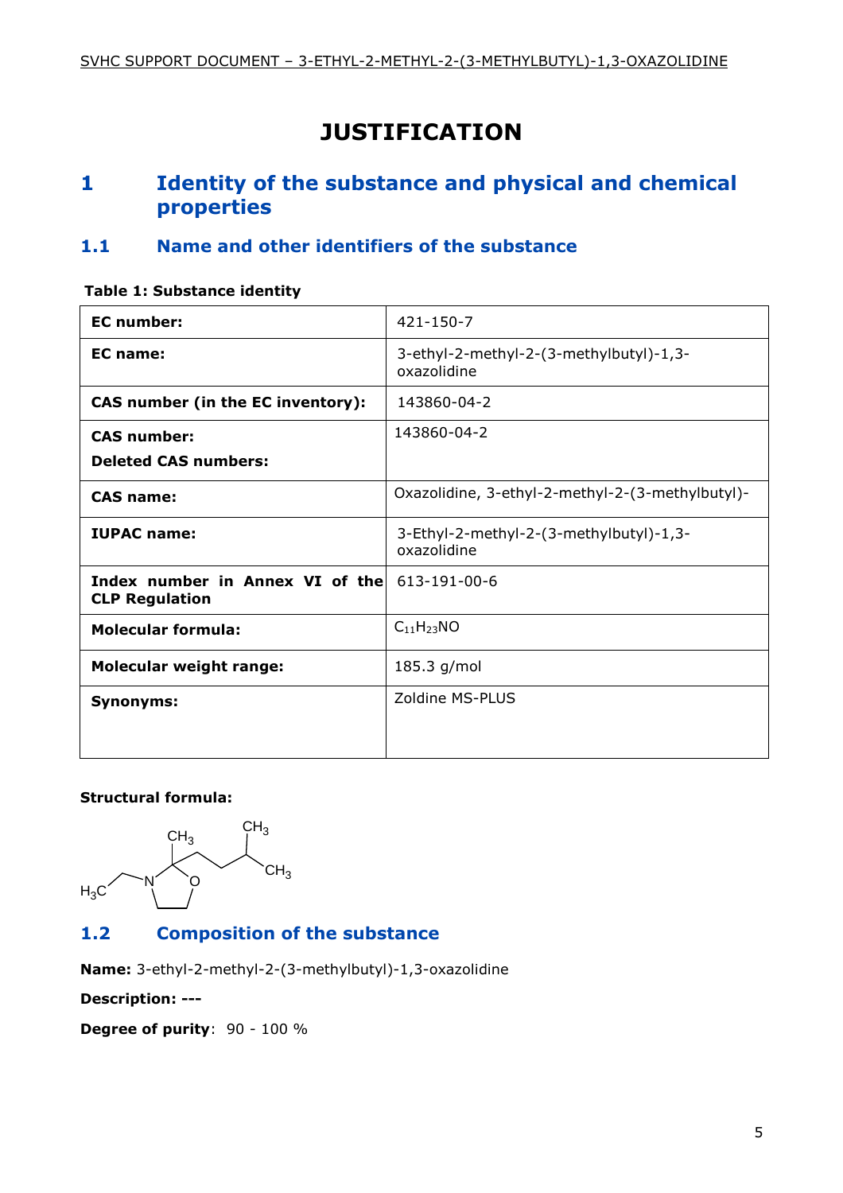# JUSTIFICATION

## 1 Identity of the substance and physical and chemical properties

### 1.1 Name and other identifiers of the substance

**Table 1: Substance identity**

| | |
|---|---|
| **EC number:** | 421-150-7 |
| **EC name:** | 3-ethyl-2-methyl-2-(3-methylbutyl)-1,3-oxazolidine |
| **CAS number (in the EC inventory):** | 143860-04-2 |
| **CAS number:**<br>**Deleted CAS numbers:** | 143860-04-2 |
| **CAS name:** | Oxazolidine, 3-ethyl-2-methyl-2-(3-methylbutyl)- |
| **IUPAC name:** | 3-Ethyl-2-methyl-2-(3-methylbutyl)-1,3-oxazolidine |
| **Index number in Annex VI of the CLP Regulation** | 613-191-00-6 |
| **Molecular formula:** | $C_{11}H_{23}NO$ |
| **Molecular weight range:** | 185.3 g/mol |
| **Synonyms:** | Zoldine MS-PLUS |

**Structural formula:**

### 1.2 Composition of the substance

**Name:** 3-ethyl-2-methyl-2-(3-methylbutyl)-1,3-oxazolidine

**Description:** ---

**Degree of purity**: 90 - 100 %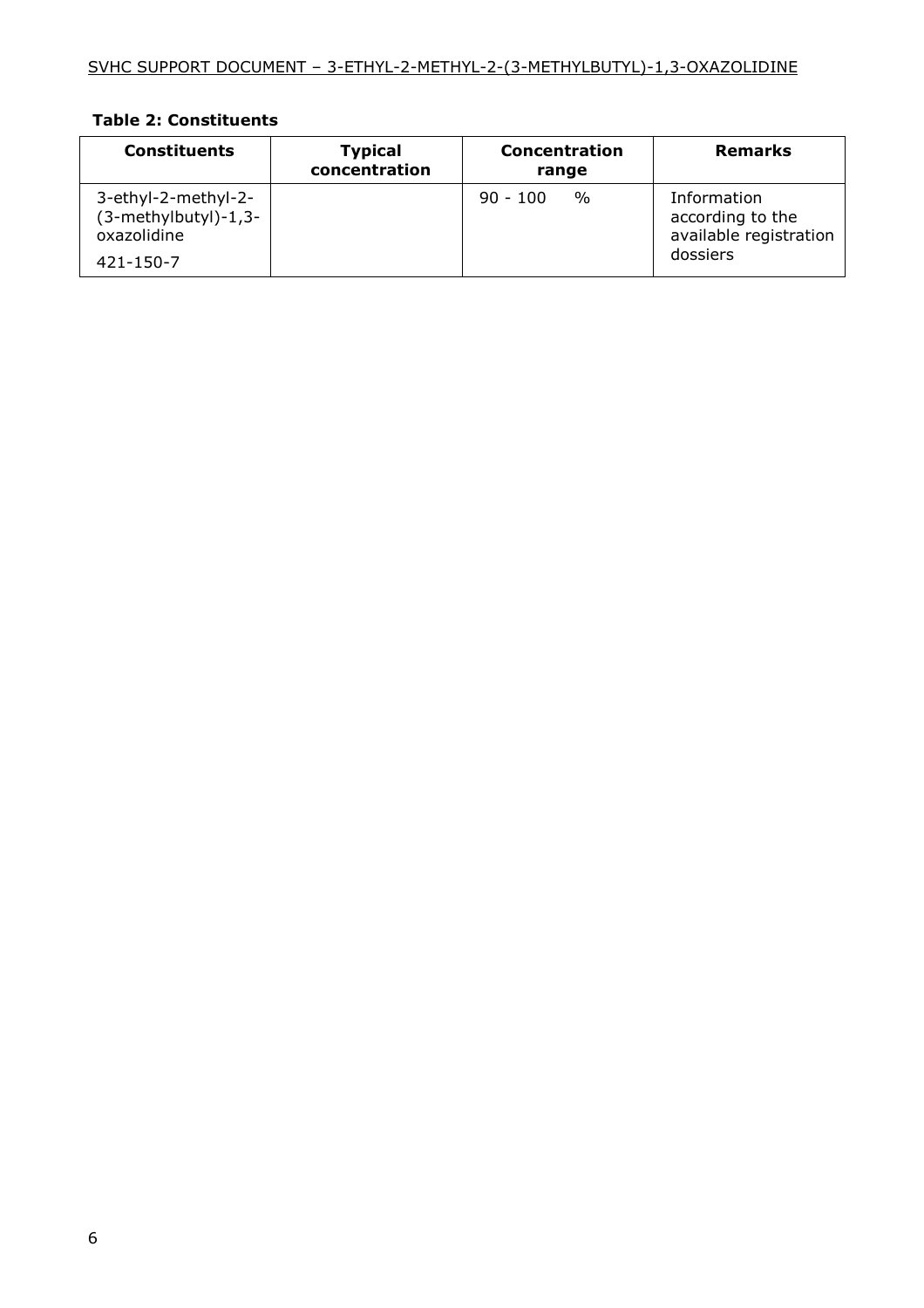**Table 2: Constituents**

| Constituents | Typical concentration | Concentration range | Remarks |
|---|---|---|---|
| 3-ethyl-2-methyl-2-(3-methylbutyl)-1,3-oxazolidine<br><br>421-150-7 | | 90 - 100 % | Information according to the available registration dossiers |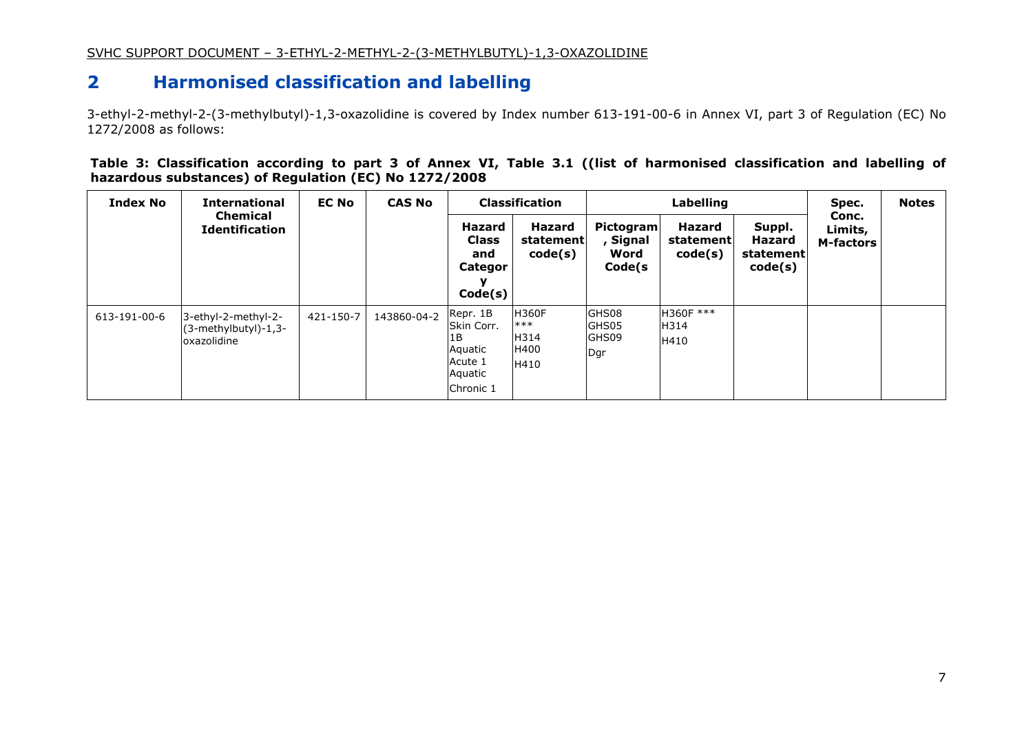## 2 Harmonised classification and labelling

3-ethyl-2-methyl-2-(3-methylbutyl)-1,3-oxazolidine is covered by Index number 613-191-00-6 in Annex VI, part 3 of Regulation (EC) No 1272/2008 as follows:

**Table 3: Classification according to part 3 of Annex VI, Table 3.1 ((list of harmonised classification and labelling of hazardous substances) of Regulation (EC) No 1272/2008**

| Index No | International Chemical Identification | EC No | CAS No | Classification | | Labelling | | | Spec. Conc. Limits, M-factors | Notes |
|---|---|---|---|---|---|---|---|---|---|---|
| | | | | Hazard Class and Category Code(s) | Hazard statement code(s) | Pictogram, Signal Word Code(s | Hazard statement code(s) | Suppl. Hazard statement code(s) | | |
| 613-191-00-6 | 3-ethyl-2-methyl-2-(3-methylbutyl)-1,3-oxazolidine | 421-150-7 | 143860-04-2 | Repr. 1B<br>Skin Corr. 1B<br>Aquatic Acute 1<br>Aquatic Chronic 1 | H360F ***<br>H314<br>H400<br>H410 | GHS08<br>GHS05<br>GHS09<br>Dgr | H360F ***<br>H314<br>H410 | | | |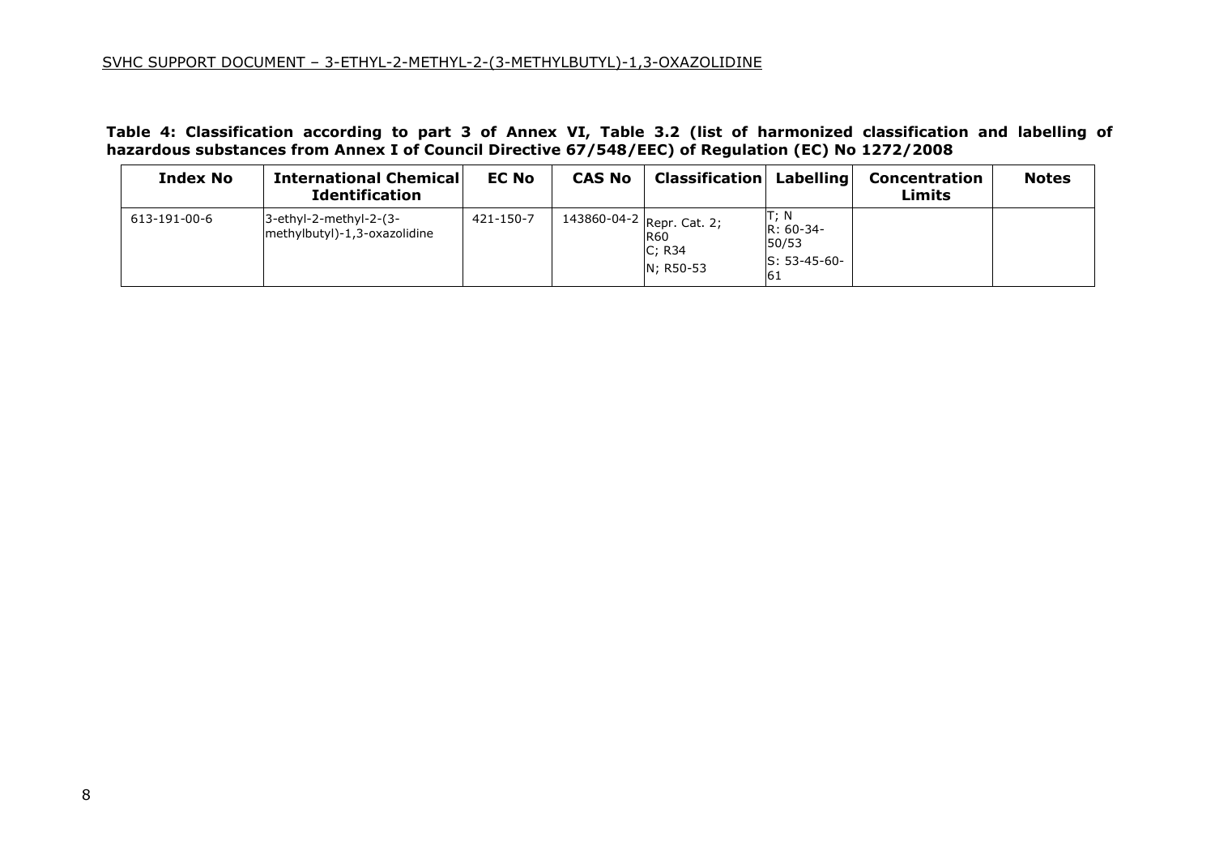**Table 4: Classification according to part 3 of Annex VI, Table 3.2 (list of harmonized classification and labelling of hazardous substances from Annex I of Council Directive 67/548/EEC) of Regulation (EC) No 1272/2008**

| Index No | International Chemical Identification | EC No | CAS No | Classification | Labelling | Concentration Limits | Notes |
|---|---|---|---|---|---|---|---|
| 613-191-00-6 | 3-ethyl-2-methyl-2-(3-methylbutyl)-1,3-oxazolidine | 421-150-7 | 143860-04-2 | Repr. Cat. 2; R60<br>C; R34<br>N; R50-53 | T; N<br>R: 60-34-50/53<br>S: 53-45-60-61 | | |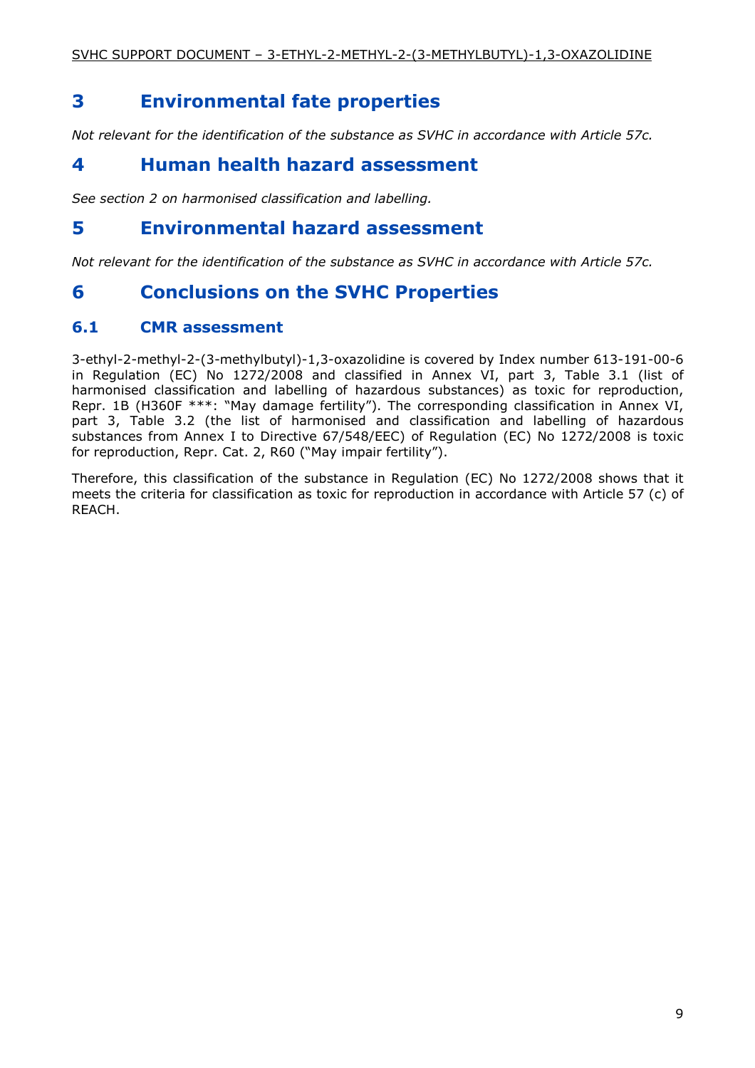# 3 Environmental fate properties

*Not relevant for the identification of the substance as SVHC in accordance with Article 57c.*

# 4 Human health hazard assessment

*See section 2 on harmonised classification and labelling.*

# 5 Environmental hazard assessment

*Not relevant for the identification of the substance as SVHC in accordance with Article 57c.*

# 6 Conclusions on the SVHC Properties

## 6.1 CMR assessment

3-ethyl-2-methyl-2-(3-methylbutyl)-1,3-oxazolidine is covered by Index number 613-191-00-6 in Regulation (EC) No 1272/2008 and classified in Annex VI, part 3, Table 3.1 (list of harmonised classification and labelling of hazardous substances) as toxic for reproduction, Repr. 1B (H360F ***: "May damage fertility"). The corresponding classification in Annex VI, part 3, Table 3.2 (the list of harmonised and classification and labelling of hazardous substances from Annex I to Directive 67/548/EEC) of Regulation (EC) No 1272/2008 is toxic for reproduction, Repr. Cat. 2, R60 ("May impair fertility").

Therefore, this classification of the substance in Regulation (EC) No 1272/2008 shows that it meets the criteria for classification as toxic for reproduction in accordance with Article 57 (c) of REACH.